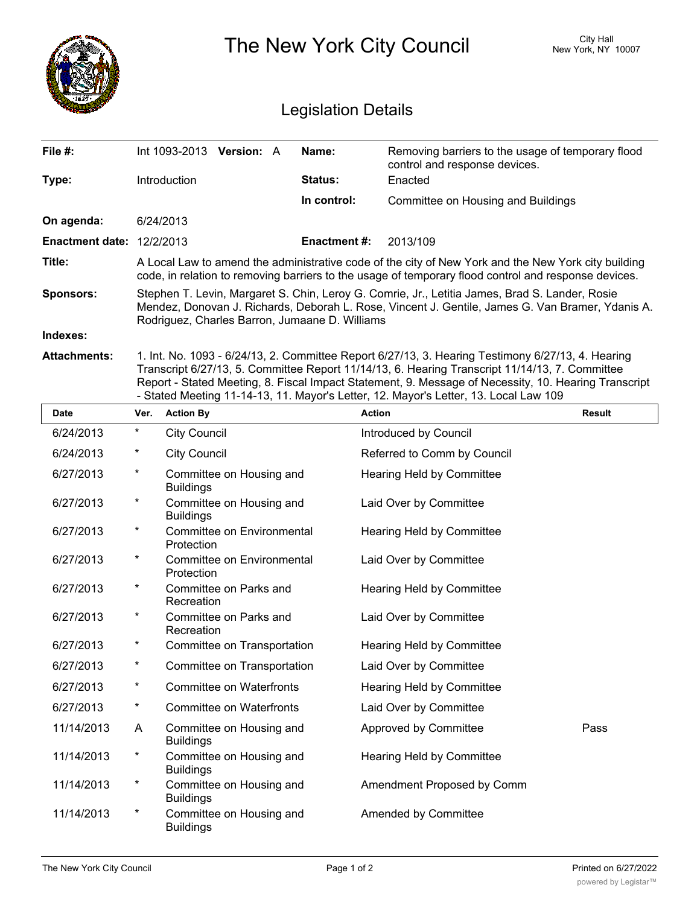# The New York City Council

City Hall
New York, NY 10007

## Legislation Details

| | | | |
|---|---|---|---|
| **File #:** | Int 1093-2013 **Version:** A | **Name:** | Removing barriers to the usage of temporary flood control and response devices. |
| **Type:** | Introduction | **Status:** | Enacted |
| | | **In control:** | Committee on Housing and Buildings |
| **On agenda:** | 6/24/2013 | | |
| **Enactment date:** | 12/2/2013 | **Enactment #:** | 2013/109 |

**Title:** A Local Law to amend the administrative code of the city of New York and the New York city building code, in relation to removing barriers to the usage of temporary flood control and response devices.

**Sponsors:** Stephen T. Levin, Margaret S. Chin, Leroy G. Comrie, Jr., Letitia James, Brad S. Lander, Rosie Mendez, Donovan J. Richards, Deborah L. Rose, Vincent J. Gentile, James G. Van Bramer, Ydanis A. Rodriguez, Charles Barron, Jumaane D. Williams

**Indexes:**

**Attachments:** 1. Int. No. 1093 - 6/24/13, 2. Committee Report 6/27/13, 3. Hearing Testimony 6/27/13, 4. Hearing Transcript 6/27/13, 5. Committee Report 11/14/13, 6. Hearing Transcript 11/14/13, 7. Committee Report - Stated Meeting, 8. Fiscal Impact Statement, 9. Message of Necessity, 10. Hearing Transcript - Stated Meeting 11-14-13, 11. Mayor's Letter, 12. Mayor's Letter, 13. Local Law 109

| Date | Ver. | Action By | Action | Result |
|---|---|---|---|---|
| 6/24/2013 | * | City Council | Introduced by Council | |
| 6/24/2013 | * | City Council | Referred to Comm by Council | |
| 6/27/2013 | * | Committee on Housing and Buildings | Hearing Held by Committee | |
| 6/27/2013 | * | Committee on Housing and Buildings | Laid Over by Committee | |
| 6/27/2013 | * | Committee on Environmental Protection | Hearing Held by Committee | |
| 6/27/2013 | * | Committee on Environmental Protection | Laid Over by Committee | |
| 6/27/2013 | * | Committee on Parks and Recreation | Hearing Held by Committee | |
| 6/27/2013 | * | Committee on Parks and Recreation | Laid Over by Committee | |
| 6/27/2013 | * | Committee on Transportation | Hearing Held by Committee | |
| 6/27/2013 | * | Committee on Transportation | Laid Over by Committee | |
| 6/27/2013 | * | Committee on Waterfronts | Hearing Held by Committee | |
| 6/27/2013 | * | Committee on Waterfronts | Laid Over by Committee | |
| 11/14/2013 | A | Committee on Housing and Buildings | Approved by Committee | Pass |
| 11/14/2013 | * | Committee on Housing and Buildings | Hearing Held by Committee | |
| 11/14/2013 | * | Committee on Housing and Buildings | Amendment Proposed by Comm | |
| 11/14/2013 | * | Committee on Housing and Buildings | Amended by Committee | |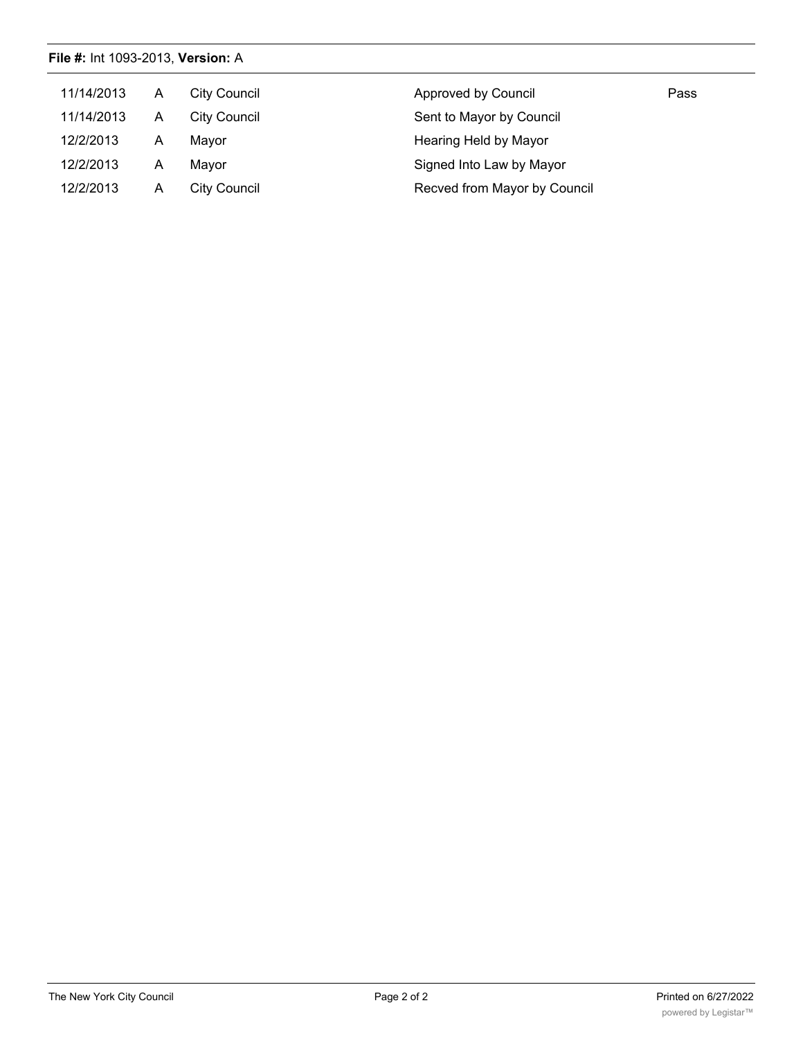**File #:** Int 1093-2013, **Version:** A

| | | | | |
|---|---|---|---|---|
| 11/14/2013 | A | City Council | Approved by Council | Pass |
| 11/14/2013 | A | City Council | Sent to Mayor by Council | |
| 12/2/2013 | A | Mayor | Hearing Held by Mayor | |
| 12/2/2013 | A | Mayor | Signed Into Law by Mayor | |
| 12/2/2013 | A | City Council | Recved from Mayor by Council | |